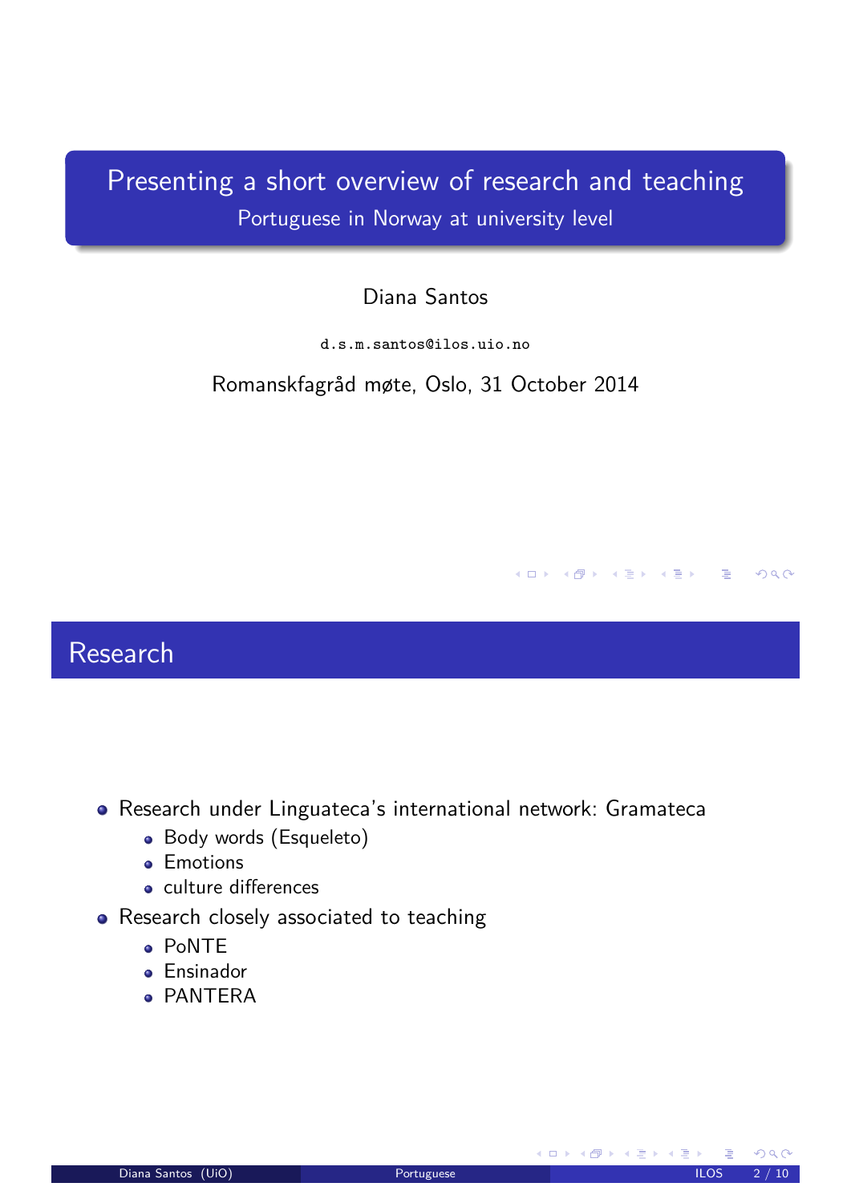# Presenting a short overview of research and teaching

## Portuguese in Norway at university level

Diana Santos

d.s.m.santos@ilos.uio.no

Romanskfagråd møte, Oslo, 31 October 2014

## Research

- Research under Linguateca's international network: Gramateca
  - Body words (Esqueleto)
  - Emotions
  - culture differences
- Research closely associated to teaching
  - PoNTE
  - Ensinador
  - PANTERA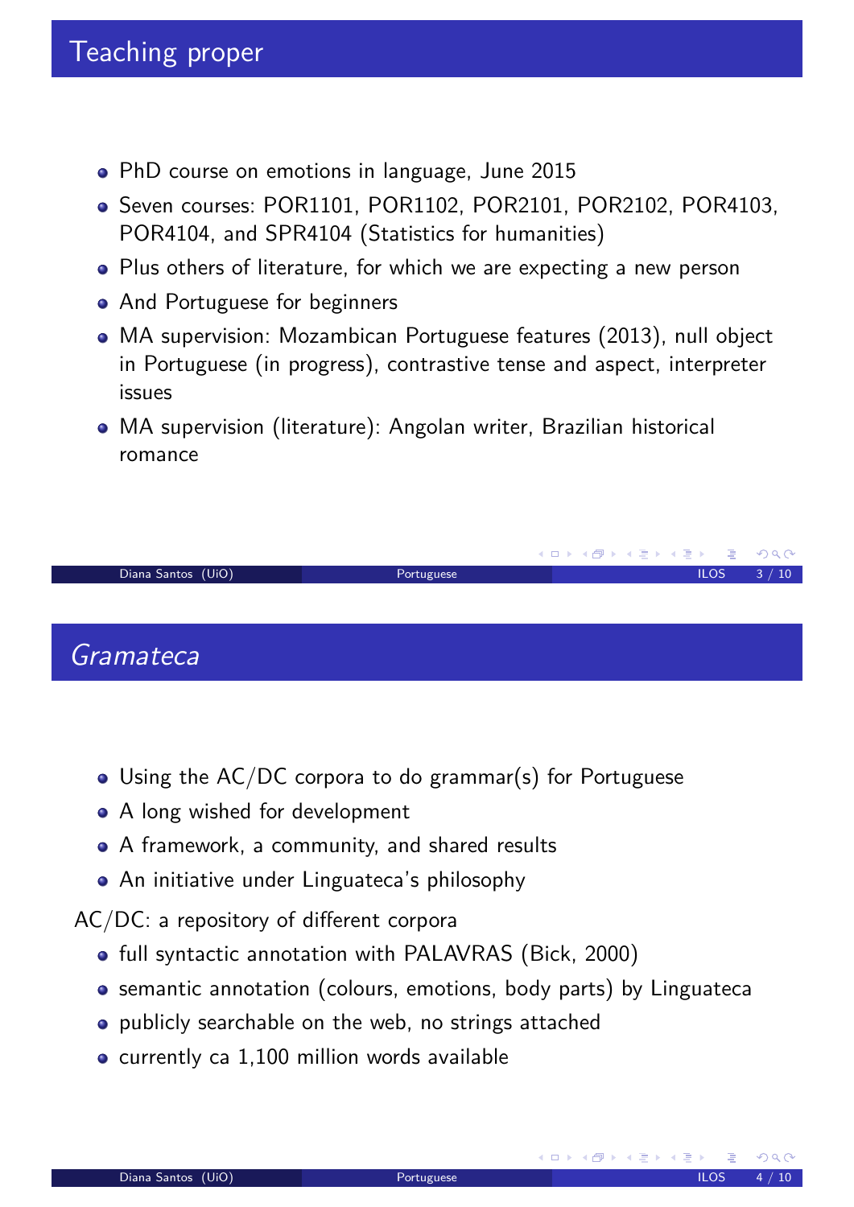## Teaching proper

- PhD course on emotions in language, June 2015
- Seven courses: POR1101, POR1102, POR2101, POR2102, POR4103, POR4104, and SPR4104 (Statistics for humanities)
- Plus others of literature, for which we are expecting a new person
- And Portuguese for beginners
- MA supervision: Mozambican Portuguese features (2013), null object in Portuguese (in progress), contrastive tense and aspect, interpreter issues
- MA supervision (literature): Angolan writer, Brazilian historical romance

## *Gramateca*

- Using the AC/DC corpora to do grammar(s) for Portuguese
- A long wished for development
- A framework, a community, and shared results
- An initiative under Linguateca's philosophy

AC/DC: a repository of different corpora

- full syntactic annotation with PALAVRAS (Bick, 2000)
- semantic annotation (colours, emotions, body parts) by Linguateca
- publicly searchable on the web, no strings attached
- currently ca 1,100 million words available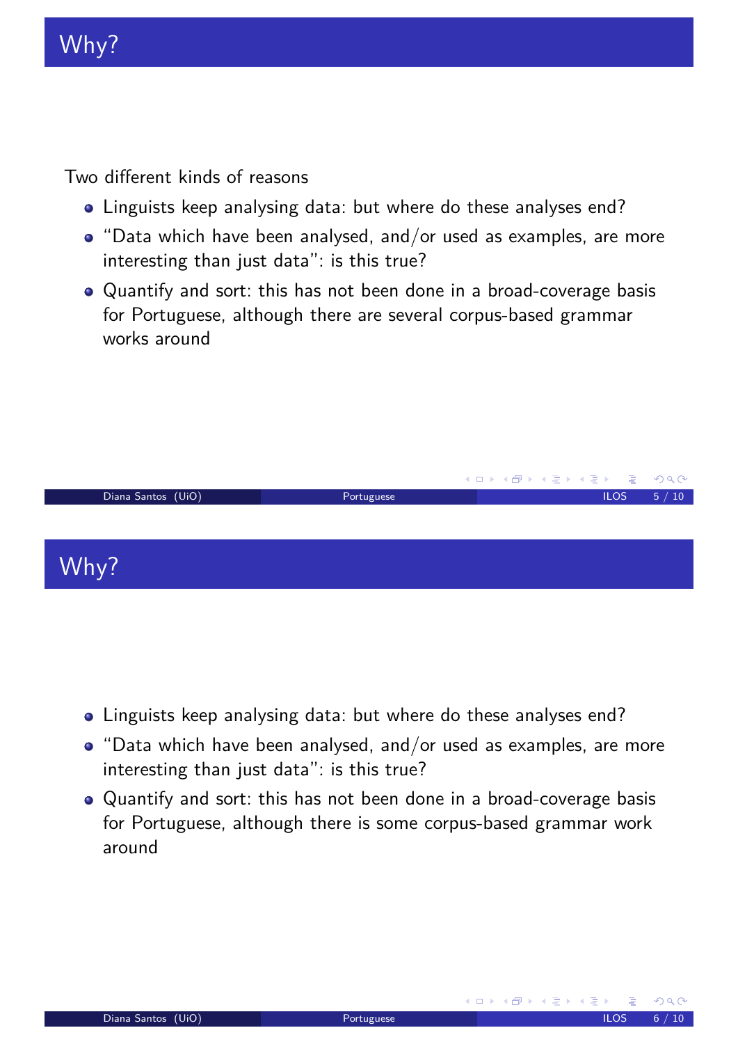# Why?

Two different kinds of reasons

- Linguists keep analysing data: but where do these analyses end?
- "Data which have been analysed, and/or used as examples, are more interesting than just data": is this true?
- Quantify and sort: this has not been done in a broad-coverage basis for Portuguese, although there are several corpus-based grammar works around

# Why?

- Linguists keep analysing data: but where do these analyses end?
- "Data which have been analysed, and/or used as examples, are more interesting than just data": is this true?
- Quantify and sort: this has not been done in a broad-coverage basis for Portuguese, although there is some corpus-based grammar work around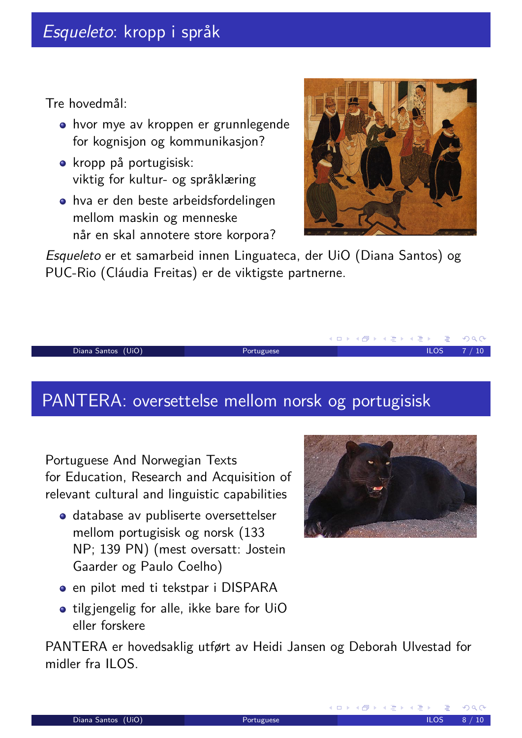## *Esqueleto*: kropp i språk

Tre hovedmål:

- hvor mye av kroppen er grunnlegende for kognisjon og kommunikasjon?
- kropp på portugisisk: viktig for kultur- og språklæring
- hva er den beste arbeidsfordelingen mellom maskin og menneske når en skal annotere store korpora?

*Esqueleto* er et samarbeid innen Linguateca, der UiO (Diana Santos) og PUC-Rio (Cláudia Freitas) er de viktigste partnerne.

## PANTERA: oversettelse mellom norsk og portugisisk

Portuguese And Norwegian Texts for Education, Research and Acquisition of relevant cultural and linguistic capabilities

- database av publiserte oversettelser mellom portugisisk og norsk (133 NP; 139 PN) (mest oversatt: Jostein Gaarder og Paulo Coelho)
- en pilot med ti tekstpar i DISPARA
- tilgjengelig for alle, ikke bare for UiO eller forskere

PANTERA er hovedsaklig utført av Heidi Jansen og Deborah Ulvestad for midler fra ILOS.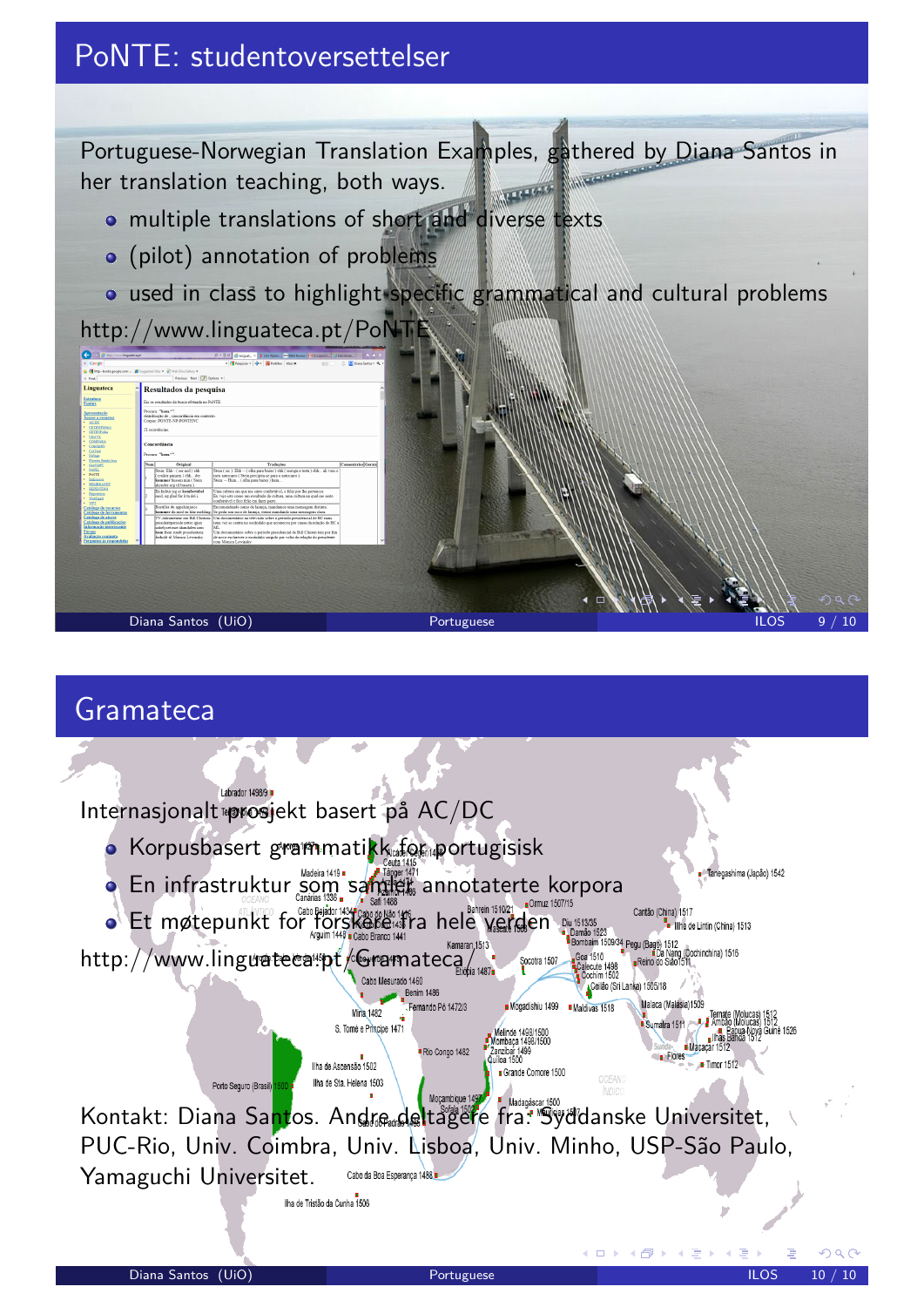## PoNTE: studentoversettelser

Portuguese-Norwegian Translation Examples, gathered by Diana Santos in her translation teaching, both ways.

- multiple translations of short and diverse texts
- (pilot) annotation of problems
- used in class to highlight specific grammatical and cultural problems

http://www.linguateca.pt/PoNTE

## Gramateca

Internasjonalt prosjekt basert på AC/DC

- Korpusbasert grammatikk for portugisisk
- En infrastruktur som samler annotaterte korpora
- Et møtepunkt for forskere fra hele verden

http://www.linguateca.pt/Gramateca/

Kontakt: Diana Santos. Andre deltagere fra: Syddanske Universitet, PUC-Rio, Univ. Coimbra, Univ. Lisboa, Univ. Minho, USP-São Paulo, Yamaguchi Universitet.